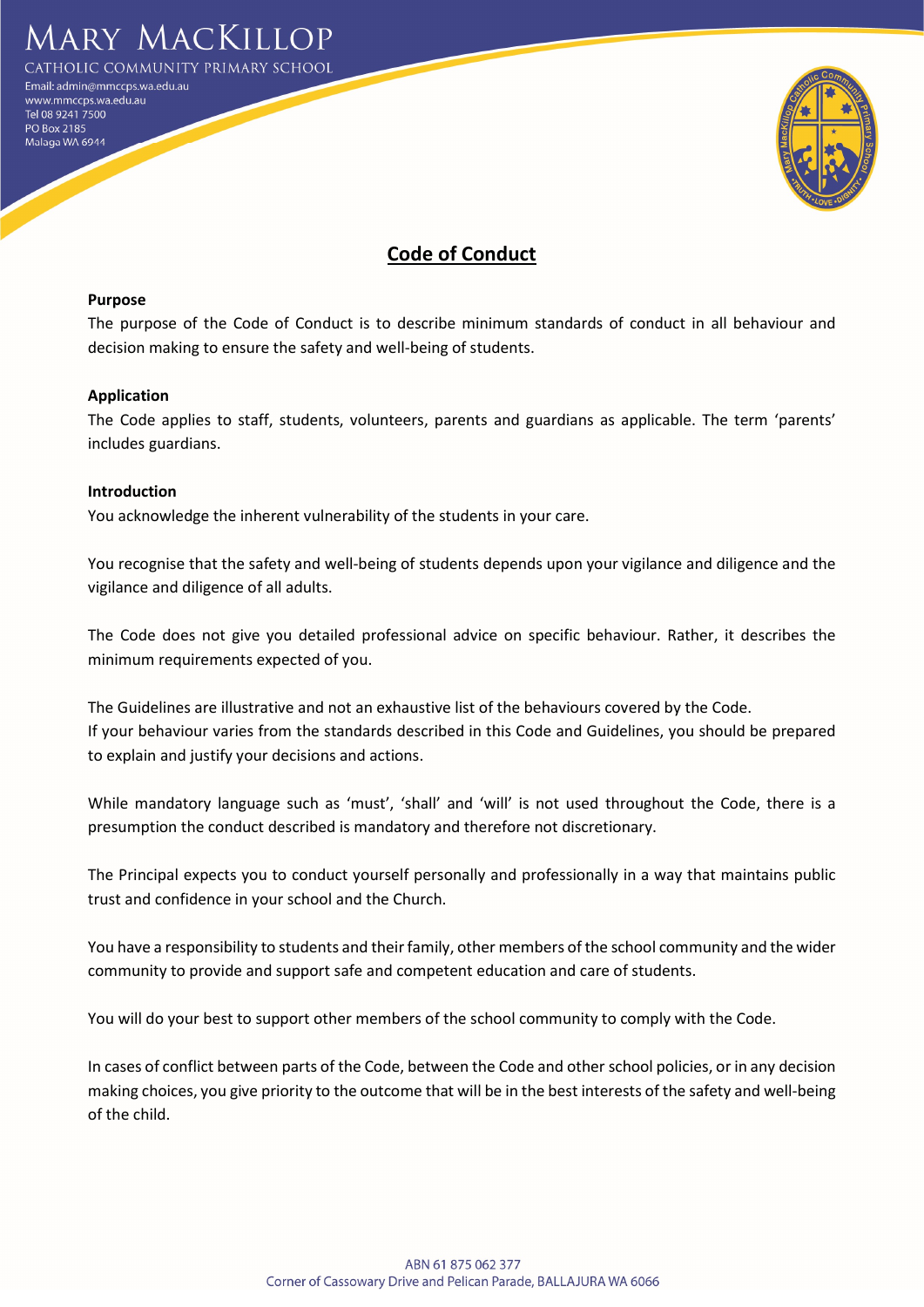# Code of Conduct

**Purpose**

The purpose of the Code of Conduct is to describe minimum standards of conduct in all behaviour and decision making to ensure the safety and well-being of students.

**Application**

The Code applies to staff, students, volunteers, parents and guardians as applicable. The term 'parents' includes guardians.

**Introduction**

You acknowledge the inherent vulnerability of the students in your care.

You recognise that the safety and well-being of students depends upon your vigilance and diligence and the vigilance and diligence of all adults.

The Code does not give you detailed professional advice on specific behaviour. Rather, it describes the minimum requirements expected of you.

The Guidelines are illustrative and not an exhaustive list of the behaviours covered by the Code.
If your behaviour varies from the standards described in this Code and Guidelines, you should be prepared to explain and justify your decisions and actions.

While mandatory language such as 'must', 'shall' and 'will' is not used throughout the Code, there is a presumption the conduct described is mandatory and therefore not discretionary.

The Principal expects you to conduct yourself personally and professionally in a way that maintains public trust and confidence in your school and the Church.

You have a responsibility to students and their family, other members of the school community and the wider community to provide and support safe and competent education and care of students.

You will do your best to support other members of the school community to comply with the Code.

In cases of conflict between parts of the Code, between the Code and other school policies, or in any decision making choices, you give priority to the outcome that will be in the best interests of the safety and well-being of the child.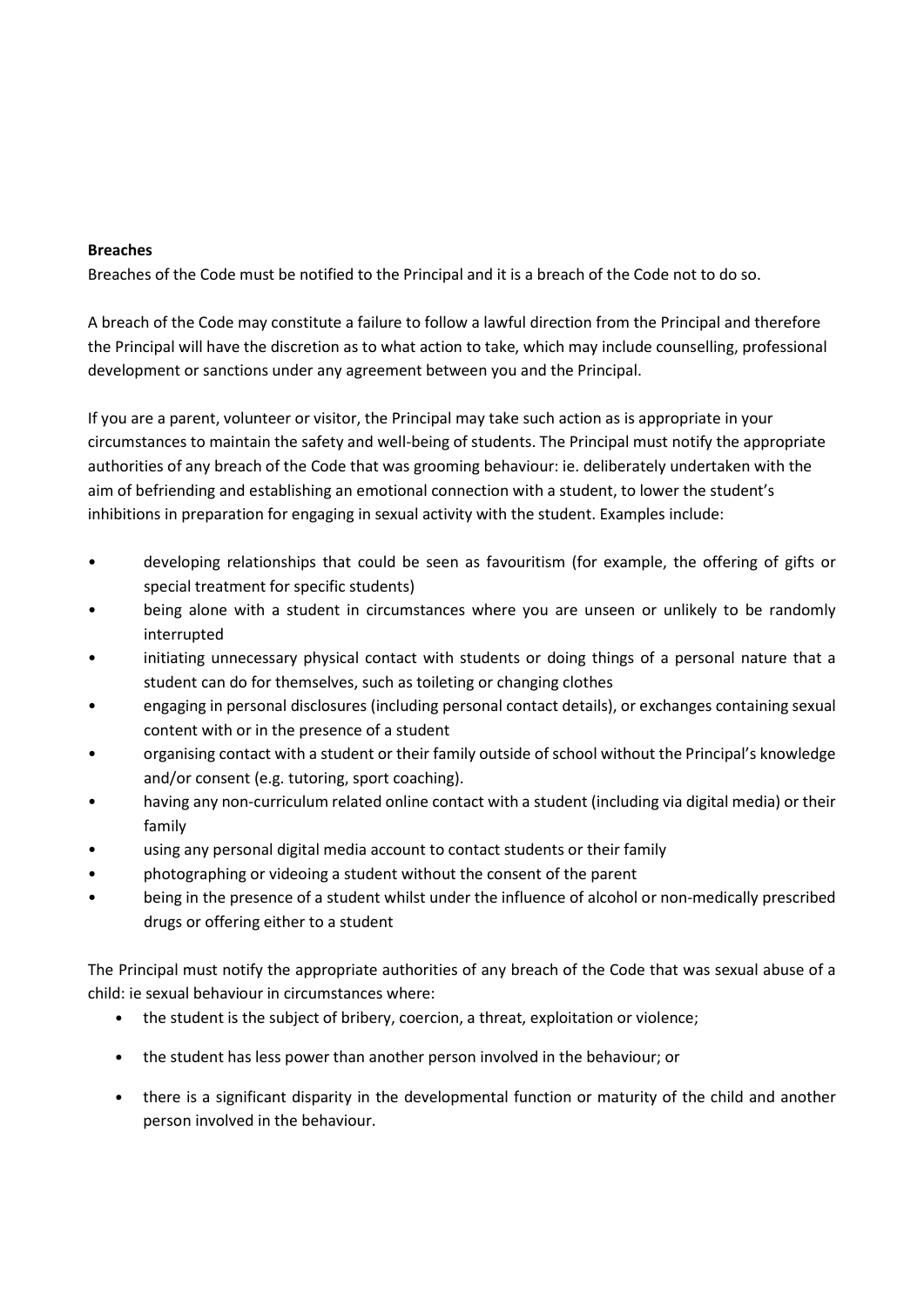**Breaches**

Breaches of the Code must be notified to the Principal and it is a breach of the Code not to do so.

A breach of the Code may constitute a failure to follow a lawful direction from the Principal and therefore the Principal will have the discretion as to what action to take, which may include counselling, professional development or sanctions under any agreement between you and the Principal.

If you are a parent, volunteer or visitor, the Principal may take such action as is appropriate in your circumstances to maintain the safety and well-being of students. The Principal must notify the appropriate authorities of any breach of the Code that was grooming behaviour: ie. deliberately undertaken with the aim of befriending and establishing an emotional connection with a student, to lower the student's inhibitions in preparation for engaging in sexual activity with the student. Examples include:

- developing relationships that could be seen as favouritism (for example, the offering of gifts or special treatment for specific students)
- being alone with a student in circumstances where you are unseen or unlikely to be randomly interrupted
- initiating unnecessary physical contact with students or doing things of a personal nature that a student can do for themselves, such as toileting or changing clothes
- engaging in personal disclosures (including personal contact details), or exchanges containing sexual content with or in the presence of a student
- organising contact with a student or their family outside of school without the Principal's knowledge and/or consent (e.g. tutoring, sport coaching).
- having any non-curriculum related online contact with a student (including via digital media) or their family
- using any personal digital media account to contact students or their family
- photographing or videoing a student without the consent of the parent
- being in the presence of a student whilst under the influence of alcohol or non-medically prescribed drugs or offering either to a student

The Principal must notify the appropriate authorities of any breach of the Code that was sexual abuse of a child: ie sexual behaviour in circumstances where:

- the student is the subject of bribery, coercion, a threat, exploitation or violence;
- the student has less power than another person involved in the behaviour; or
- there is a significant disparity in the developmental function or maturity of the child and another person involved in the behaviour.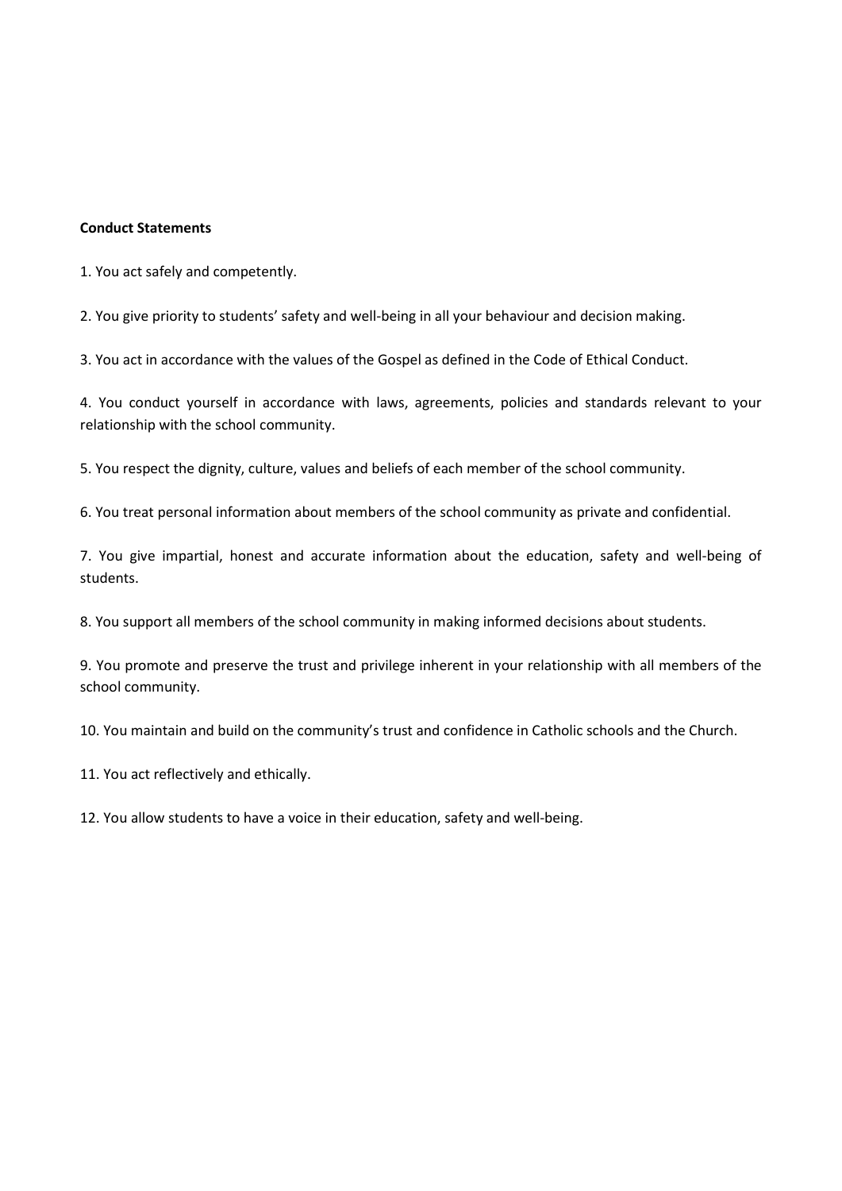**Conduct Statements**

1. You act safely and competently.

2. You give priority to students' safety and well-being in all your behaviour and decision making.

3. You act in accordance with the values of the Gospel as defined in the Code of Ethical Conduct.

4. You conduct yourself in accordance with laws, agreements, policies and standards relevant to your relationship with the school community.

5. You respect the dignity, culture, values and beliefs of each member of the school community.

6. You treat personal information about members of the school community as private and confidential.

7. You give impartial, honest and accurate information about the education, safety and well-being of students.

8. You support all members of the school community in making informed decisions about students.

9. You promote and preserve the trust and privilege inherent in your relationship with all members of the school community.

10. You maintain and build on the community's trust and confidence in Catholic schools and the Church.

11. You act reflectively and ethically.

12. You allow students to have a voice in their education, safety and well-being.